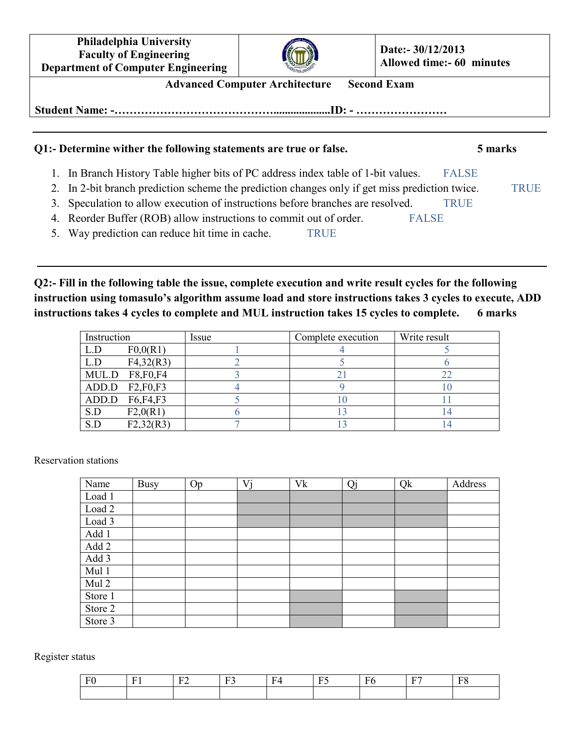| Philadelphia University<br>Faculty of Engineering<br>Department of Computer Engineering | | Date:- 30/12/2013<br>Allowed time:- 60 minutes |
|---|---|---|

**Advanced Computer Architecture      Second Exam**

**Student Name: -…………………………………....................ID: - ……………………**

---

**Q1:- Determine wither the following statements are true or false.      5 marks**

1. In Branch History Table higher bits of PC address index table of 1-bit values.   FALSE
2. In 2-bit branch prediction scheme the prediction changes only if get miss prediction twice.   TRUE
3. Speculation to allow execution of instructions before branches are resolved.   TRUE
4. Reorder Buffer (ROB) allow instructions to commit out of order.   FALSE
5. Way prediction can reduce hit time in cache.   TRUE

---

**Q2:- Fill in the following table the issue, complete execution and write result cycles for the following instruction using tomasulo's algorithm assume load and store instructions takes 3 cycles to execute, ADD instructions takes 4 cycles to complete and MUL instruction takes 15 cycles to complete.      6 marks**

| Instruction | Issue | Complete execution | Write result |
|---|---|---|---|
| L.D F0,0(R1) | 1 | 4 | 5 |
| L.D F4,32(R3) | 2 | 5 | 6 |
| MUL.D F8,F0,F4 | 3 | 21 | 22 |
| ADD.D F2,F0,F3 | 4 | 9 | 10 |
| ADD.D F6,F4,F3 | 5 | 10 | 11 |
| S.D F2,0(R1) | 6 | 13 | 14 |
| S.D F2,32(R3) | 7 | 13 | 14 |

Reservation stations

| Name | Busy | Op | Vj | Vk | Qj | Qk | Address |
|---|---|---|---|---|---|---|---|
| Load 1 | | | | | | | |
| Load 2 | | | | | | | |
| Load 3 | | | | | | | |
| Add 1 | | | | | | | |
| Add 2 | | | | | | | |
| Add 3 | | | | | | | |
| Mul 1 | | | | | | | |
| Mul 2 | | | | | | | |
| Store 1 | | | | | | | |
| Store 2 | | | | | | | |
| Store 3 | | | | | | | |

Register status

| F0 | F1 | F2 | F3 | F4 | F5 | F6 | F7 | F8 |
|---|---|---|---|---|---|---|---|---|
| | | | | | | | | |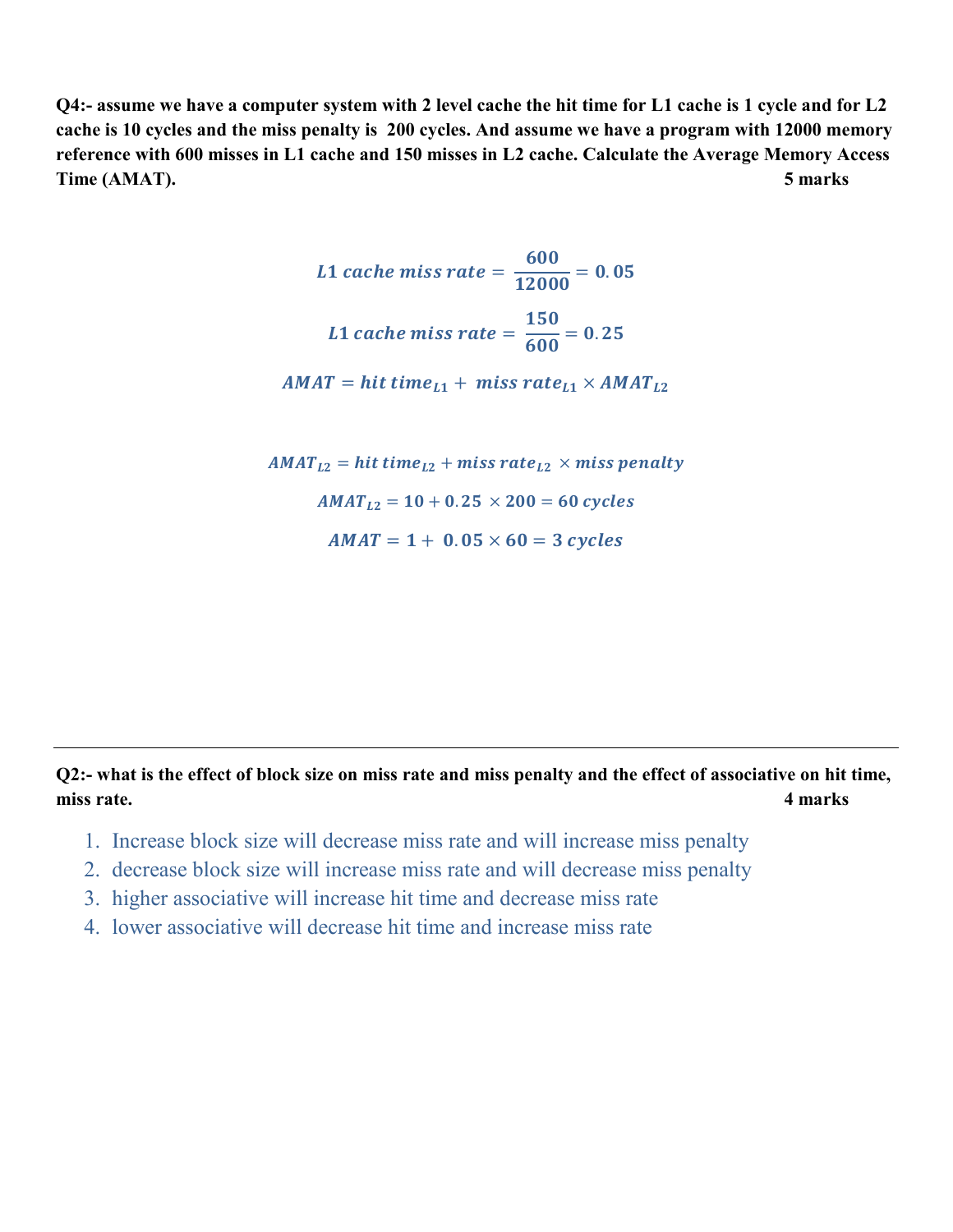**Q4:- assume we have a computer system with 2 level cache the hit time for L1 cache is 1 cycle and for L2 cache is 10 cycles and the miss penalty is 200 cycles. And assume we have a program with 12000 memory reference with 600 misses in L1 cache and 150 misses in L2 cache. Calculate the Average Memory Access Time (AMAT).** **5 marks**

$$L1\ cache\ miss\ rate = \frac{600}{12000} = 0.05$$

$$L1\ cache\ miss\ rate = \frac{150}{600} = 0.25$$

$$AMAT = hit\ time_{L1} + \ miss\ rate_{L1} \times AMAT_{L2}$$

$$AMAT_{L2} = hit\ time_{L2} + miss\ rate_{L2}\ \times miss\ penalty$$

$$AMAT_{L2} = 10 + 0.25\ \times 200 = 60\ cycles$$

$$AMAT = 1 +\ 0.05 \times 60 = 3\ cycles$$

---

**Q2:- what is the effect of block size on miss rate and miss penalty and the effect of associative on hit time, miss rate.** **4 marks**

1. Increase block size will decrease miss rate and will increase miss penalty
2. decrease block size will increase miss rate and will decrease miss penalty
3. higher associative will increase hit time and decrease miss rate
4. lower associative will decrease hit time and increase miss rate